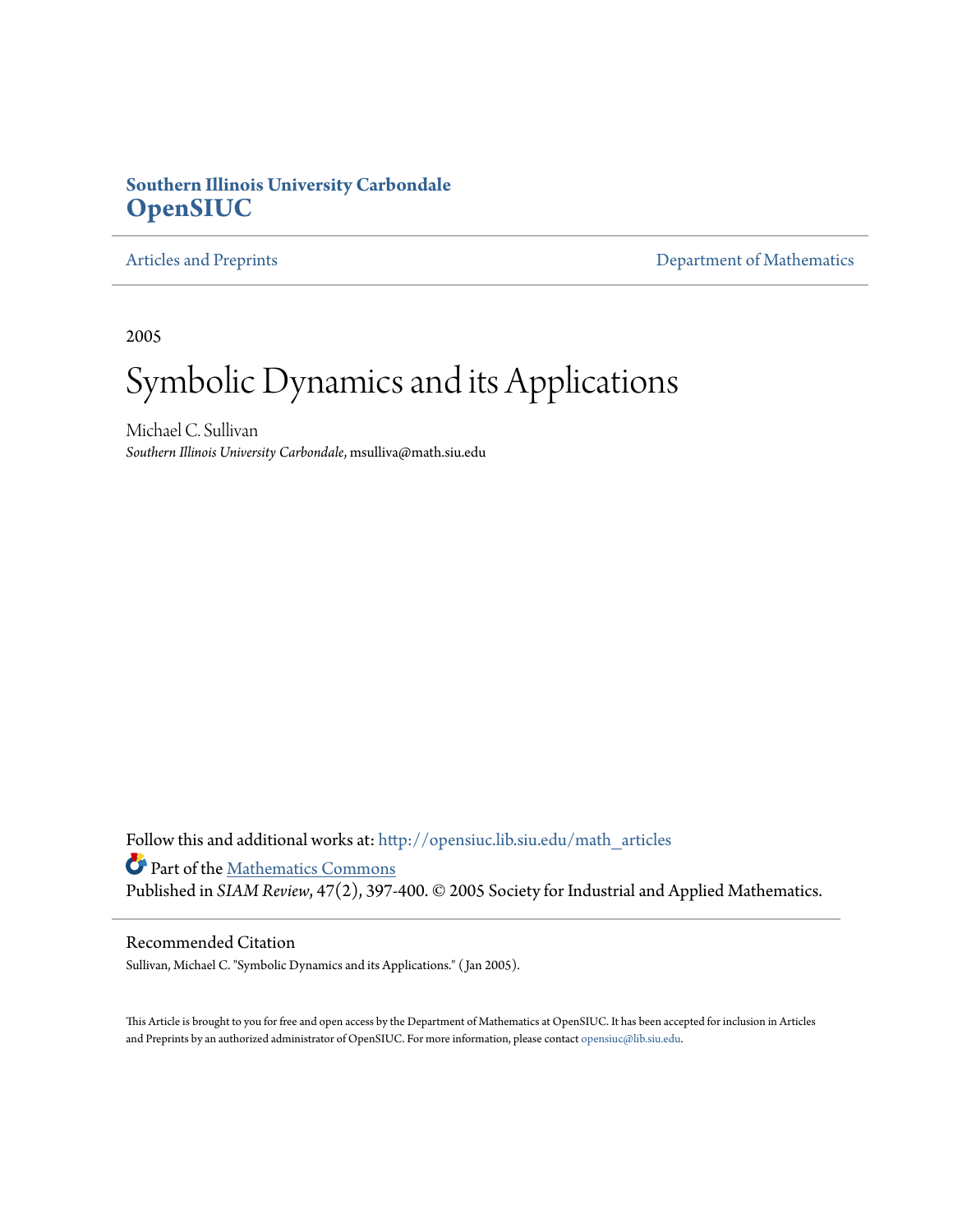**Southern Illinois University Carbondale**
**OpenSIUC**

Articles and Preprints | Department of Mathematics

2005

# Symbolic Dynamics and its Applications

Michael C. Sullivan
*Southern Illinois University Carbondale*, msulliva@math.siu.edu

Follow this and additional works at: http://opensiuc.lib.siu.edu/math_articles

Part of the Mathematics Commons

Published in *SIAM Review*, 47(2), 397-400. © 2005 Society for Industrial and Applied Mathematics.

## Recommended Citation

Sullivan, Michael C. "Symbolic Dynamics and its Applications." (Jan 2005).

This Article is brought to you for free and open access by the Department of Mathematics at OpenSIUC. It has been accepted for inclusion in Articles and Preprints by an authorized administrator of OpenSIUC. For more information, please contact opensiuc@lib.siu.edu.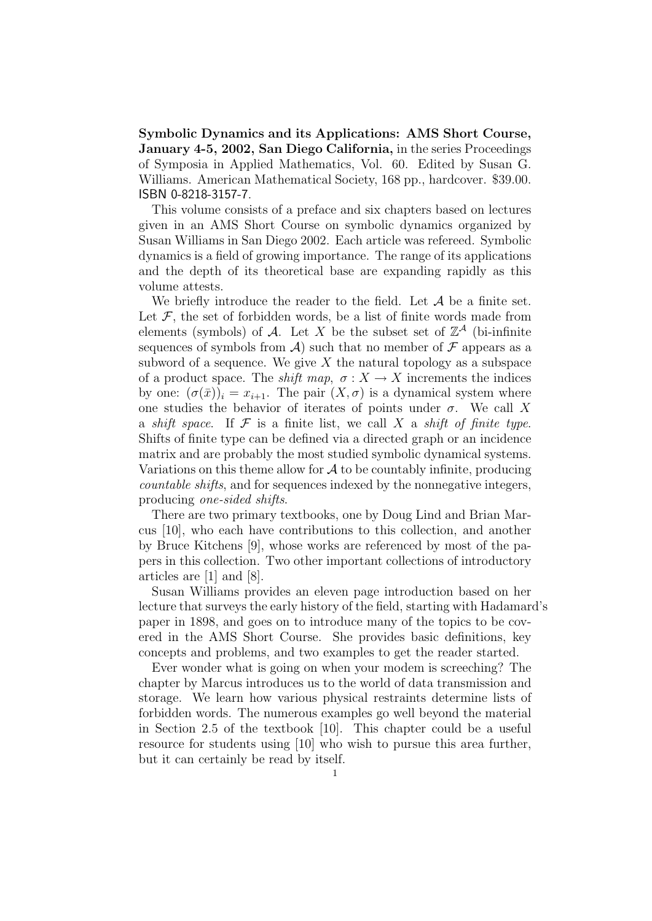**Symbolic Dynamics and its Applications: AMS Short Course, January 4-5, 2002, San Diego California,** in the series Proceedings of Symposia in Applied Mathematics, Vol. 60. Edited by Susan G. Williams. American Mathematical Society, 168 pp., hardcover. $39.00. ISBN 0-8218-3157-7.

This volume consists of a preface and six chapters based on lectures given in an AMS Short Course on symbolic dynamics organized by Susan Williams in San Diego 2002. Each article was refereed. Symbolic dynamics is a field of growing importance. The range of its applications and the depth of its theoretical base are expanding rapidly as this volume attests.

We briefly introduce the reader to the field. Let $\mathcal{A}$ be a finite set. Let $\mathcal{F}$, the set of forbidden words, be a list of finite words made from elements (symbols) of $\mathcal{A}$. Let $X$ be the subset set of $\mathbb{Z}^{\mathcal{A}}$ (bi-infinite sequences of symbols from $\mathcal{A}$) such that no member of $\mathcal{F}$ appears as a subword of a sequence. We give $X$ the natural topology as a subspace of a product space. The *shift map*, $\sigma : X \to X$ increments the indices by one: $(\sigma(\bar{x}))_i = x_{i+1}$. The pair $(X, \sigma)$ is a dynamical system where one studies the behavior of iterates of points under $\sigma$. We call $X$ a *shift space*. If $\mathcal{F}$ is a finite list, we call $X$ a *shift of finite type*. Shifts of finite type can be defined via a directed graph or an incidence matrix and are probably the most studied symbolic dynamical systems. Variations on this theme allow for $\mathcal{A}$ to be countably infinite, producing *countable shifts*, and for sequences indexed by the nonnegative integers, producing *one-sided shifts*.

There are two primary textbooks, one by Doug Lind and Brian Marcus [10], who each have contributions to this collection, and another by Bruce Kitchens [9], whose works are referenced by most of the papers in this collection. Two other important collections of introductory articles are [1] and [8].

Susan Williams provides an eleven page introduction based on her lecture that surveys the early history of the field, starting with Hadamard's paper in 1898, and goes on to introduce many of the topics to be covered in the AMS Short Course. She provides basic definitions, key concepts and problems, and two examples to get the reader started.

Ever wonder what is going on when your modem is screeching? The chapter by Marcus introduces us to the world of data transmission and storage. We learn how various physical restraints determine lists of forbidden words. The numerous examples go well beyond the material in Section 2.5 of the textbook [10]. This chapter could be a useful resource for students using [10] who wish to pursue this area further, but it can certainly be read by itself.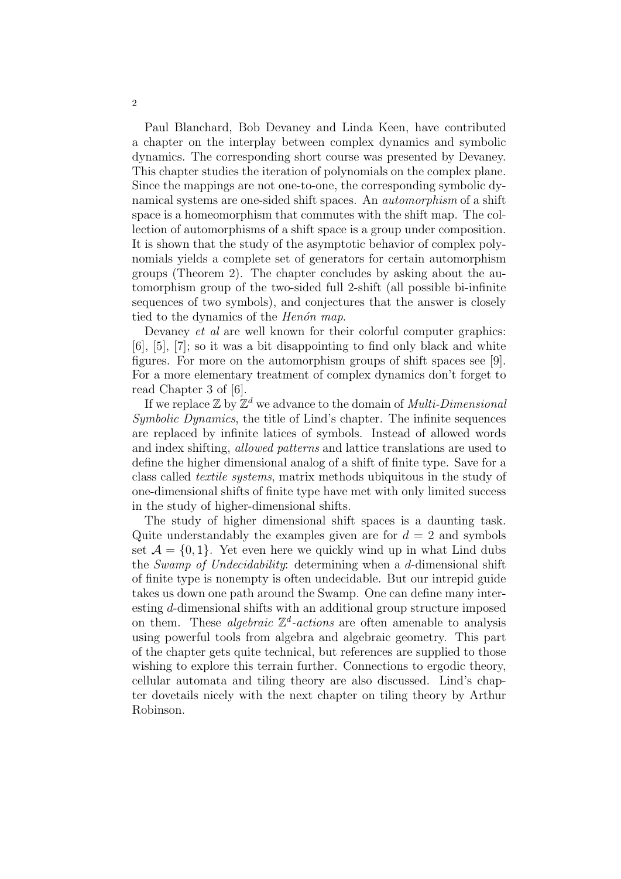Paul Blanchard, Bob Devaney and Linda Keen, have contributed a chapter on the interplay between complex dynamics and symbolic dynamics. The corresponding short course was presented by Devaney. This chapter studies the iteration of polynomials on the complex plane. Since the mappings are not one-to-one, the corresponding symbolic dynamical systems are one-sided shift spaces. An *automorphism* of a shift space is a homeomorphism that commutes with the shift map. The collection of automorphisms of a shift space is a group under composition. It is shown that the study of the asymptotic behavior of complex polynomials yields a complete set of generators for certain automorphism groups (Theorem 2). The chapter concludes by asking about the automorphism group of the two-sided full 2-shift (all possible bi-infinite sequences of two symbols), and conjectures that the answer is closely tied to the dynamics of the *Henón map*.

Devaney *et al* are well known for their colorful computer graphics: [6], [5], [7]; so it was a bit disappointing to find only black and white figures. For more on the automorphism groups of shift spaces see [9]. For a more elementary treatment of complex dynamics don't forget to read Chapter 3 of [6].

If we replace $\mathbb{Z}$ by $\mathbb{Z}^d$ we advance to the domain of *Multi-Dimensional Symbolic Dynamics*, the title of Lind's chapter. The infinite sequences are replaced by infinite latices of symbols. Instead of allowed words and index shifting, *allowed patterns* and lattice translations are used to define the higher dimensional analog of a shift of finite type. Save for a class called *textile systems*, matrix methods ubiquitous in the study of one-dimensional shifts of finite type have met with only limited success in the study of higher-dimensional shifts.

The study of higher dimensional shift spaces is a daunting task. Quite understandably the examples given are for $d = 2$ and symbols set $\mathcal{A} = \{0, 1\}$. Yet even here we quickly wind up in what Lind dubs the *Swamp of Undecidability*: determining when a $d$-dimensional shift of finite type is nonempty is often undecidable. But our intrepid guide takes us down one path around the Swamp. One can define many interesting $d$-dimensional shifts with an additional group structure imposed on them. These *algebraic* $\mathbb{Z}^d$*-actions* are often amenable to analysis using powerful tools from algebra and algebraic geometry. This part of the chapter gets quite technical, but references are supplied to those wishing to explore this terrain further. Connections to ergodic theory, cellular automata and tiling theory are also discussed. Lind's chapter dovetails nicely with the next chapter on tiling theory by Arthur Robinson.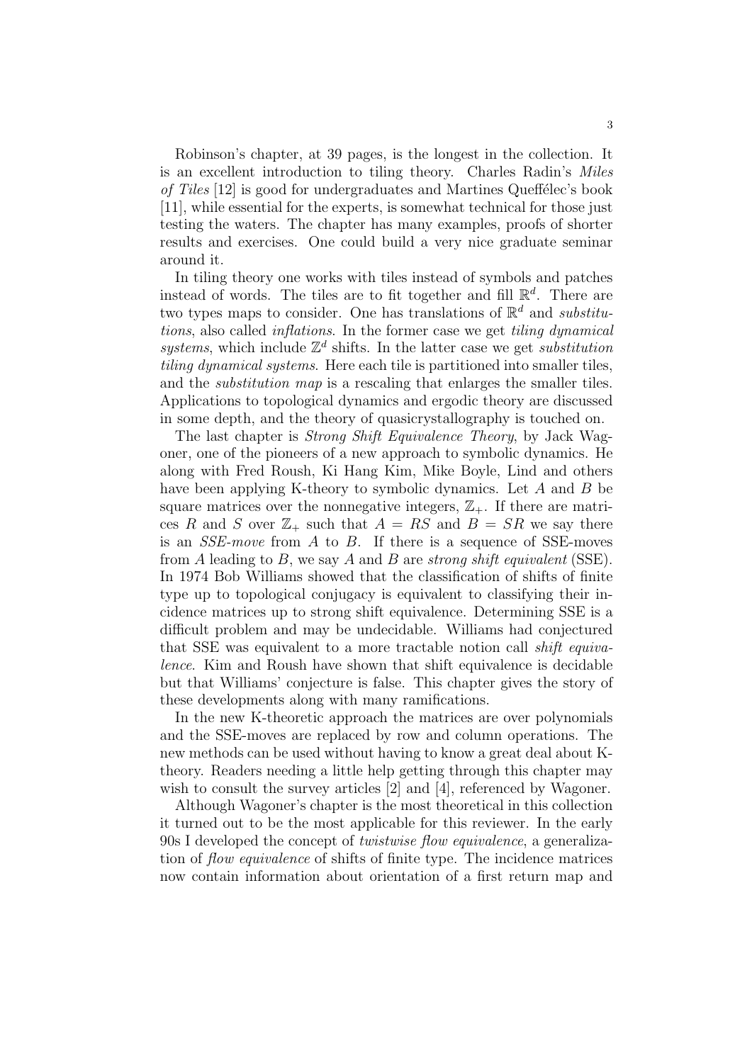Robinson's chapter, at 39 pages, is the longest in the collection. It is an excellent introduction to tiling theory. Charles Radin's *Miles of Tiles* [12] is good for undergraduates and Martines Queffélec's book [11], while essential for the experts, is somewhat technical for those just testing the waters. The chapter has many examples, proofs of shorter results and exercises. One could build a very nice graduate seminar around it.

In tiling theory one works with tiles instead of symbols and patches instead of words. The tiles are to fit together and fill $\mathbb{R}^d$. There are two types maps to consider. One has translations of $\mathbb{R}^d$ and *substitutions*, also called *inflations*. In the former case we get *tiling dynamical systems*, which include $\mathbb{Z}^d$ shifts. In the latter case we get *substitution tiling dynamical systems*. Here each tile is partitioned into smaller tiles, and the *substitution map* is a rescaling that enlarges the smaller tiles. Applications to topological dynamics and ergodic theory are discussed in some depth, and the theory of quasicrystallography is touched on.

The last chapter is *Strong Shift Equivalence Theory*, by Jack Wagoner, one of the pioneers of a new approach to symbolic dynamics. He along with Fred Roush, Ki Hang Kim, Mike Boyle, Lind and others have been applying K-theory to symbolic dynamics. Let $A$ and $B$ be square matrices over the nonnegative integers, $\mathbb{Z}_+$. If there are matrices $R$ and $S$ over $\mathbb{Z}_+$ such that $A = RS$ and $B = SR$ we say there is an *SSE-move* from $A$ to $B$. If there is a sequence of SSE-moves from $A$ leading to $B$, we say $A$ and $B$ are *strong shift equivalent* (SSE). In 1974 Bob Williams showed that the classification of shifts of finite type up to topological conjugacy is equivalent to classifying their incidence matrices up to strong shift equivalence. Determining SSE is a difficult problem and may be undecidable. Williams had conjectured that SSE was equivalent to a more tractable notion call *shift equivalence*. Kim and Roush have shown that shift equivalence is decidable but that Williams' conjecture is false. This chapter gives the story of these developments along with many ramifications.

In the new K-theoretic approach the matrices are over polynomials and the SSE-moves are replaced by row and column operations. The new methods can be used without having to know a great deal about K-theory. Readers needing a little help getting through this chapter may wish to consult the survey articles [2] and [4], referenced by Wagoner.

Although Wagoner's chapter is the most theoretical in this collection it turned out to be the most applicable for this reviewer. In the early 90s I developed the concept of *twistwise flow equivalence*, a generalization of *flow equivalence* of shifts of finite type. The incidence matrices now contain information about orientation of a first return map and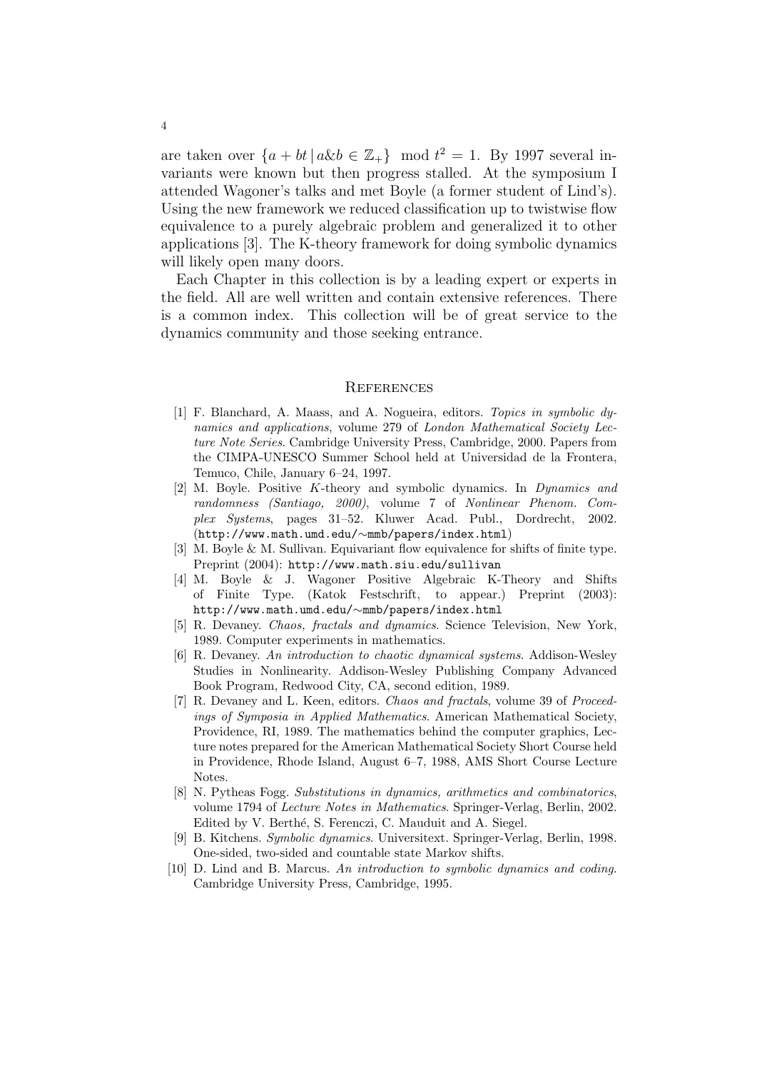are taken over $\{a + bt \mid a\&b \in \mathbb{Z}_+\} \mod t^2 = 1$. By 1997 several invariants were known but then progress stalled. At the symposium I attended Wagoner's talks and met Boyle (a former student of Lind's). Using the new framework we reduced classification up to twistwise flow equivalence to a purely algebraic problem and generalized it to other applications [3]. The K-theory framework for doing symbolic dynamics will likely open many doors.

Each Chapter in this collection is by a leading expert or experts in the field. All are well written and contain extensive references. There is a common index. This collection will be of great service to the dynamics community and those seeking entrance.

## References

[1] F. Blanchard, A. Maass, and A. Nogueira, editors. *Topics in symbolic dynamics and applications*, volume 279 of *London Mathematical Society Lecture Note Series*. Cambridge University Press, Cambridge, 2000. Papers from the CIMPA-UNESCO Summer School held at Universidad de la Frontera, Temuco, Chile, January 6–24, 1997.

[2] M. Boyle. Positive $K$-theory and symbolic dynamics. In *Dynamics and randomness (Santiago, 2000)*, volume 7 of *Nonlinear Phenom. Complex Systems*, pages 31–52. Kluwer Acad. Publ., Dordrecht, 2002. (http://www.math.umd.edu/∼mmb/papers/index.html)

[3] M. Boyle & M. Sullivan. Equivariant flow equivalence for shifts of finite type. Preprint (2004): http://www.math.siu.edu/sullivan

[4] M. Boyle & J. Wagoner Positive Algebraic K-Theory and Shifts of Finite Type. (Katok Festschrift, to appear.) Preprint (2003): http://www.math.umd.edu/∼mmb/papers/index.html

[5] R. Devaney. *Chaos, fractals and dynamics*. Science Television, New York, 1989. Computer experiments in mathematics.

[6] R. Devaney. *An introduction to chaotic dynamical systems*. Addison-Wesley Studies in Nonlinearity. Addison-Wesley Publishing Company Advanced Book Program, Redwood City, CA, second edition, 1989.

[7] R. Devaney and L. Keen, editors. *Chaos and fractals*, volume 39 of *Proceedings of Symposia in Applied Mathematics*. American Mathematical Society, Providence, RI, 1989. The mathematics behind the computer graphics, Lecture notes prepared for the American Mathematical Society Short Course held in Providence, Rhode Island, August 6–7, 1988, AMS Short Course Lecture Notes.

[8] N. Pytheas Fogg. *Substitutions in dynamics, arithmetics and combinatorics*, volume 1794 of *Lecture Notes in Mathematics*. Springer-Verlag, Berlin, 2002. Edited by V. Berthé, S. Ferenczi, C. Mauduit and A. Siegel.

[9] B. Kitchens. *Symbolic dynamics*. Universitext. Springer-Verlag, Berlin, 1998. One-sided, two-sided and countable state Markov shifts.

[10] D. Lind and B. Marcus. *An introduction to symbolic dynamics and coding*. Cambridge University Press, Cambridge, 1995.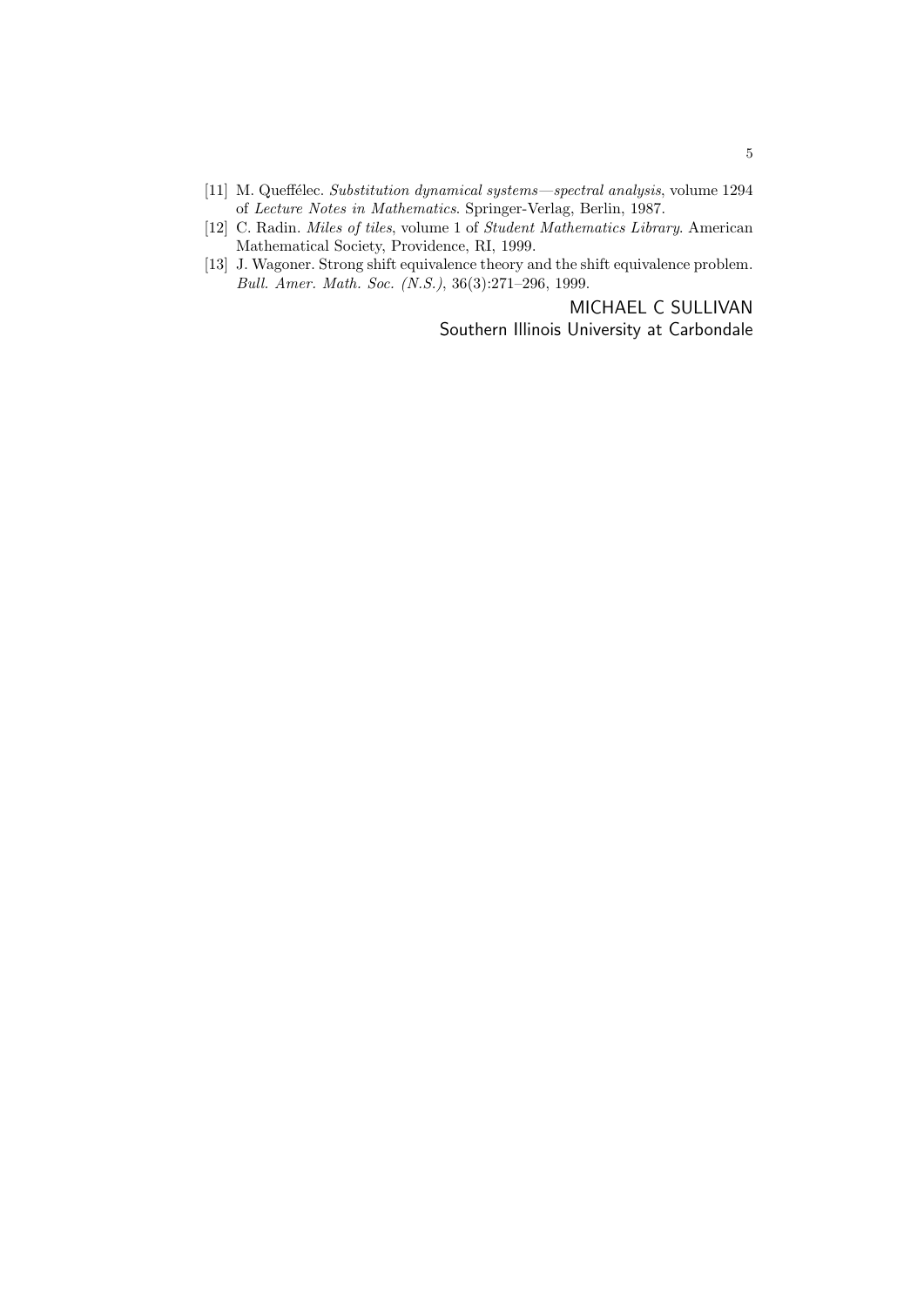[11] M. Queffélec. *Substitution dynamical systems—spectral analysis*, volume 1294 of *Lecture Notes in Mathematics*. Springer-Verlag, Berlin, 1987.

[12] C. Radin. *Miles of tiles*, volume 1 of *Student Mathematics Library*. American Mathematical Society, Providence, RI, 1999.

[13] J. Wagoner. Strong shift equivalence theory and the shift equivalence problem. *Bull. Amer. Math. Soc. (N.S.)*, 36(3):271–296, 1999.

MICHAEL C SULLIVAN
Southern Illinois University at Carbondale